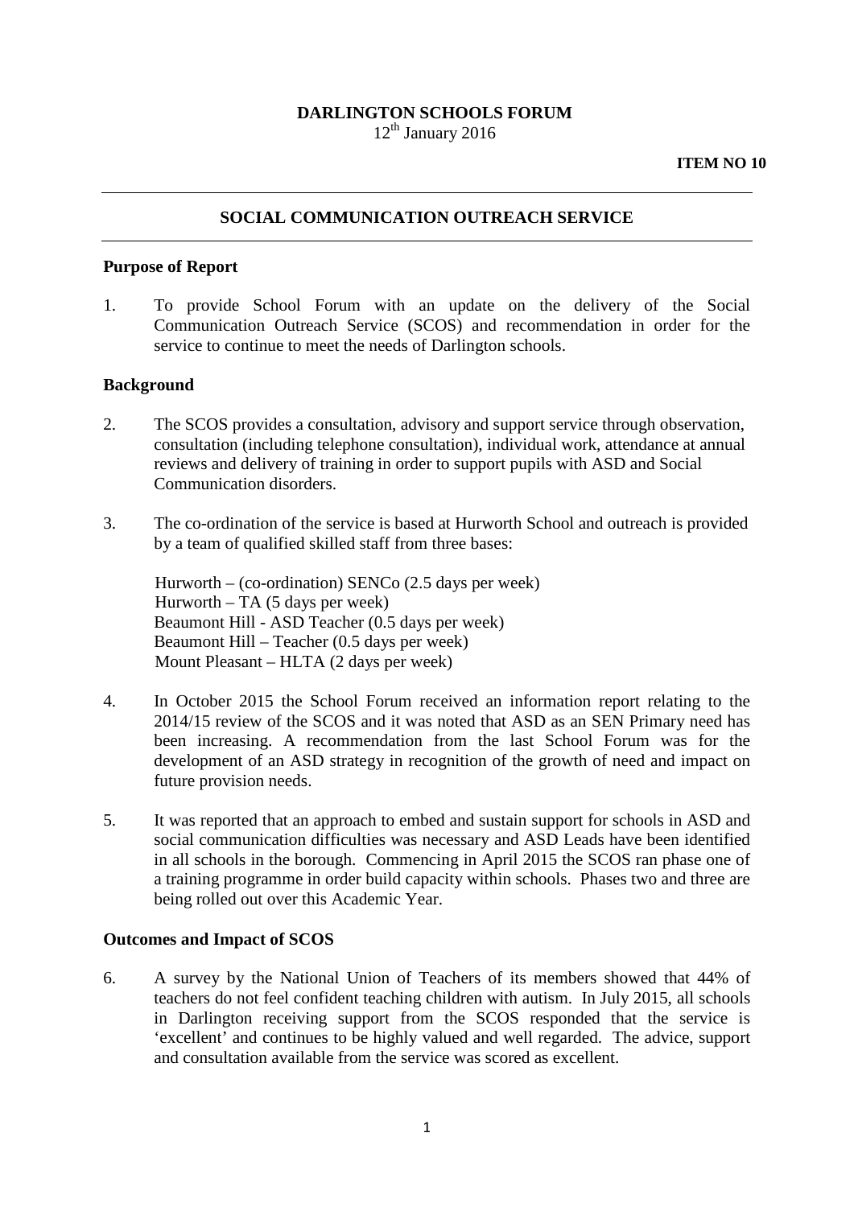**DARLINGTON SCHOOLS FORUM**

12th January 2016

**ITEM NO 10**

---

## SOCIAL COMMUNICATION OUTREACH SERVICE

---

### Purpose of Report

1. To provide School Forum with an update on the delivery of the Social Communication Outreach Service (SCOS) and recommendation in order for the service to continue to meet the needs of Darlington schools.

### Background

2. The SCOS provides a consultation, advisory and support service through observation, consultation (including telephone consultation), individual work, attendance at annual reviews and delivery of training in order to support pupils with ASD and Social Communication disorders.

3. The co-ordination of the service is based at Hurworth School and outreach is provided by a team of qualified skilled staff from three bases:

   Hurworth – (co-ordination) SENCo (2.5 days per week)
   Hurworth – TA (5 days per week)
   Beaumont Hill - ASD Teacher (0.5 days per week)
   Beaumont Hill – Teacher (0.5 days per week)
   Mount Pleasant – HLTA (2 days per week)

4. In October 2015 the School Forum received an information report relating to the 2014/15 review of the SCOS and it was noted that ASD as an SEN Primary need has been increasing. A recommendation from the last School Forum was for the development of an ASD strategy in recognition of the growth of need and impact on future provision needs.

5. It was reported that an approach to embed and sustain support for schools in ASD and social communication difficulties was necessary and ASD Leads have been identified in all schools in the borough. Commencing in April 2015 the SCOS ran phase one of a training programme in order build capacity within schools. Phases two and three are being rolled out over this Academic Year.

### Outcomes and Impact of SCOS

6. A survey by the National Union of Teachers of its members showed that 44% of teachers do not feel confident teaching children with autism. In July 2015, all schools in Darlington receiving support from the SCOS responded that the service is 'excellent' and continues to be highly valued and well regarded. The advice, support and consultation available from the service was scored as excellent.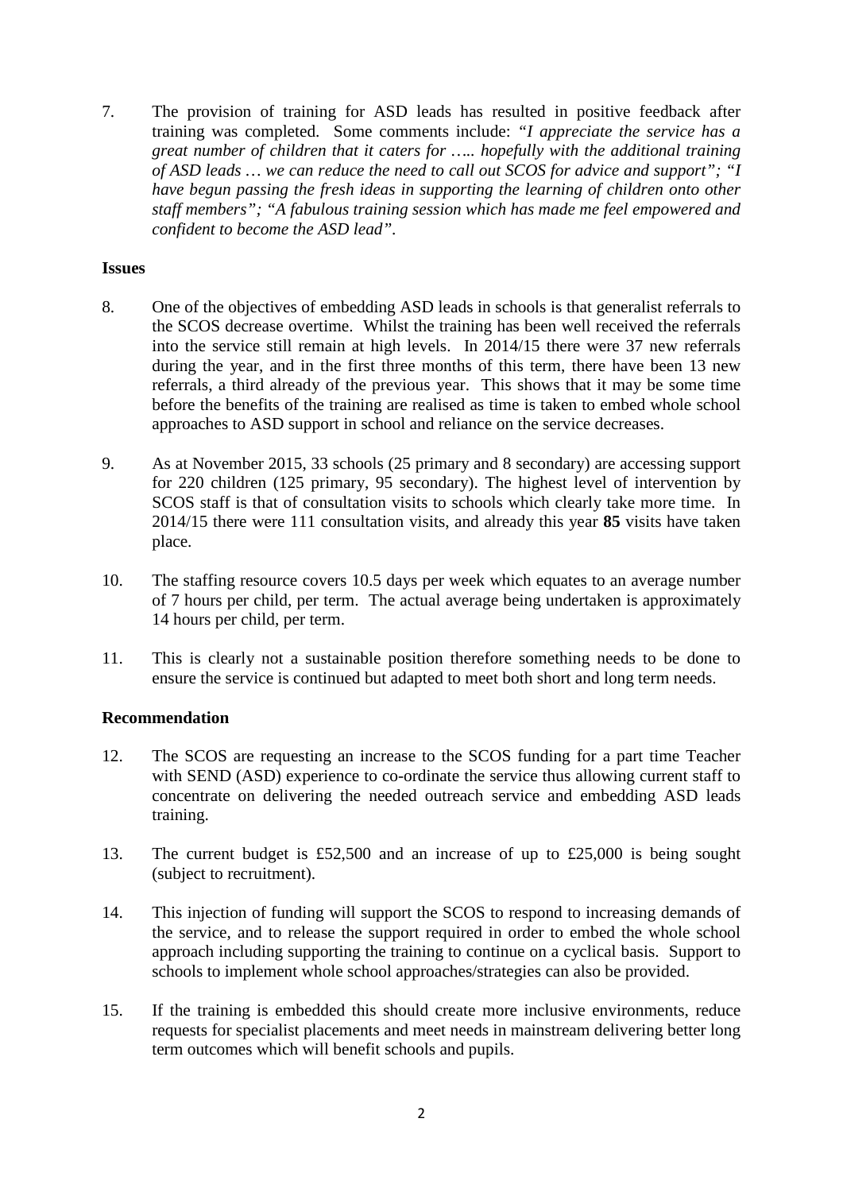7. The provision of training for ASD leads has resulted in positive feedback after training was completed. Some comments include: *"I appreciate the service has a great number of children that it caters for ….. hopefully with the additional training of ASD leads … we can reduce the need to call out SCOS for advice and support"; "I have begun passing the fresh ideas in supporting the learning of children onto other staff members"; "A fabulous training session which has made me feel empowered and confident to become the ASD lead".*

**Issues**

8. One of the objectives of embedding ASD leads in schools is that generalist referrals to the SCOS decrease overtime. Whilst the training has been well received the referrals into the service still remain at high levels. In 2014/15 there were 37 new referrals during the year, and in the first three months of this term, there have been 13 new referrals, a third already of the previous year. This shows that it may be some time before the benefits of the training are realised as time is taken to embed whole school approaches to ASD support in school and reliance on the service decreases.

9. As at November 2015, 33 schools (25 primary and 8 secondary) are accessing support for 220 children (125 primary, 95 secondary). The highest level of intervention by SCOS staff is that of consultation visits to schools which clearly take more time. In 2014/15 there were 111 consultation visits, and already this year **85** visits have taken place.

10. The staffing resource covers 10.5 days per week which equates to an average number of 7 hours per child, per term. The actual average being undertaken is approximately 14 hours per child, per term.

11. This is clearly not a sustainable position therefore something needs to be done to ensure the service is continued but adapted to meet both short and long term needs.

**Recommendation**

12. The SCOS are requesting an increase to the SCOS funding for a part time Teacher with SEND (ASD) experience to co-ordinate the service thus allowing current staff to concentrate on delivering the needed outreach service and embedding ASD leads training.

13. The current budget is £52,500 and an increase of up to £25,000 is being sought (subject to recruitment).

14. This injection of funding will support the SCOS to respond to increasing demands of the service, and to release the support required in order to embed the whole school approach including supporting the training to continue on a cyclical basis. Support to schools to implement whole school approaches/strategies can also be provided.

15. If the training is embedded this should create more inclusive environments, reduce requests for specialist placements and meet needs in mainstream delivering better long term outcomes which will benefit schools and pupils.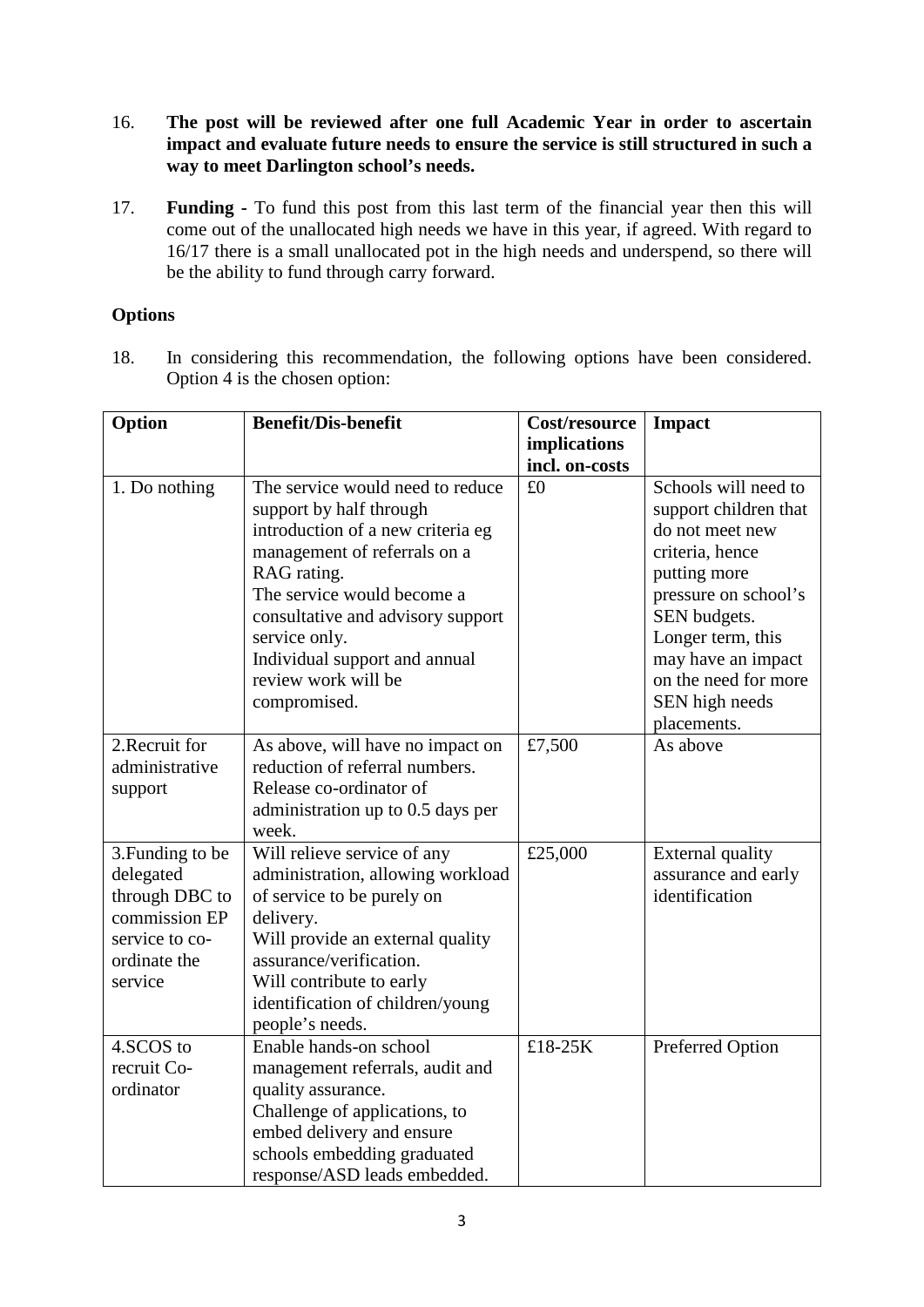16. **The post will be reviewed after one full Academic Year in order to ascertain impact and evaluate future needs to ensure the service is still structured in such a way to meet Darlington school's needs.**

17. **Funding -** To fund this post from this last term of the financial year then this will come out of the unallocated high needs we have in this year, if agreed. With regard to 16/17 there is a small unallocated pot in the high needs and underspend, so there will be the ability to fund through carry forward.

**Options**

18. In considering this recommendation, the following options have been considered. Option 4 is the chosen option:

| Option | Benefit/Dis-benefit | Cost/resource implications incl. on-costs | Impact |
|---|---|---|---|
| 1. Do nothing | The service would need to reduce support by half through introduction of a new criteria eg management of referrals on a RAG rating. The service would become a consultative and advisory support service only. Individual support and annual review work will be compromised. | £0 | Schools will need to support children that do not meet new criteria, hence putting more pressure on school's SEN budgets. Longer term, this may have an impact on the need for more SEN high needs placements. |
| 2.Recruit for administrative support | As above, will have no impact on reduction of referral numbers. Release co-ordinator of administration up to 0.5 days per week. | £7,500 | As above |
| 3.Funding to be delegated through DBC to commission EP service to co-ordinate the service | Will relieve service of any administration, allowing workload of service to be purely on delivery. Will provide an external quality assurance/verification. Will contribute to early identification of children/young people's needs. | £25,000 | External quality assurance and early identification |
| 4.SCOS to recruit Co-ordinator | Enable hands-on school management referrals, audit and quality assurance. Challenge of applications, to embed delivery and ensure schools embedding graduated response/ASD leads embedded. | £18-25K | Preferred Option |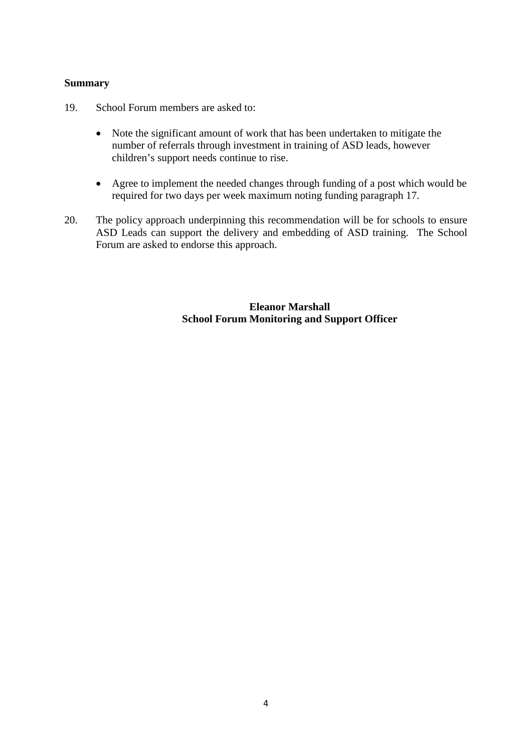**Summary**

19. School Forum members are asked to:

    - Note the significant amount of work that has been undertaken to mitigate the number of referrals through investment in training of ASD leads, however children's support needs continue to rise.

    - Agree to implement the needed changes through funding of a post which would be required for two days per week maximum noting funding paragraph 17.

20. The policy approach underpinning this recommendation will be for schools to ensure ASD Leads can support the delivery and embedding of ASD training. The School Forum are asked to endorse this approach.

**Eleanor Marshall**
**School Forum Monitoring and Support Officer**